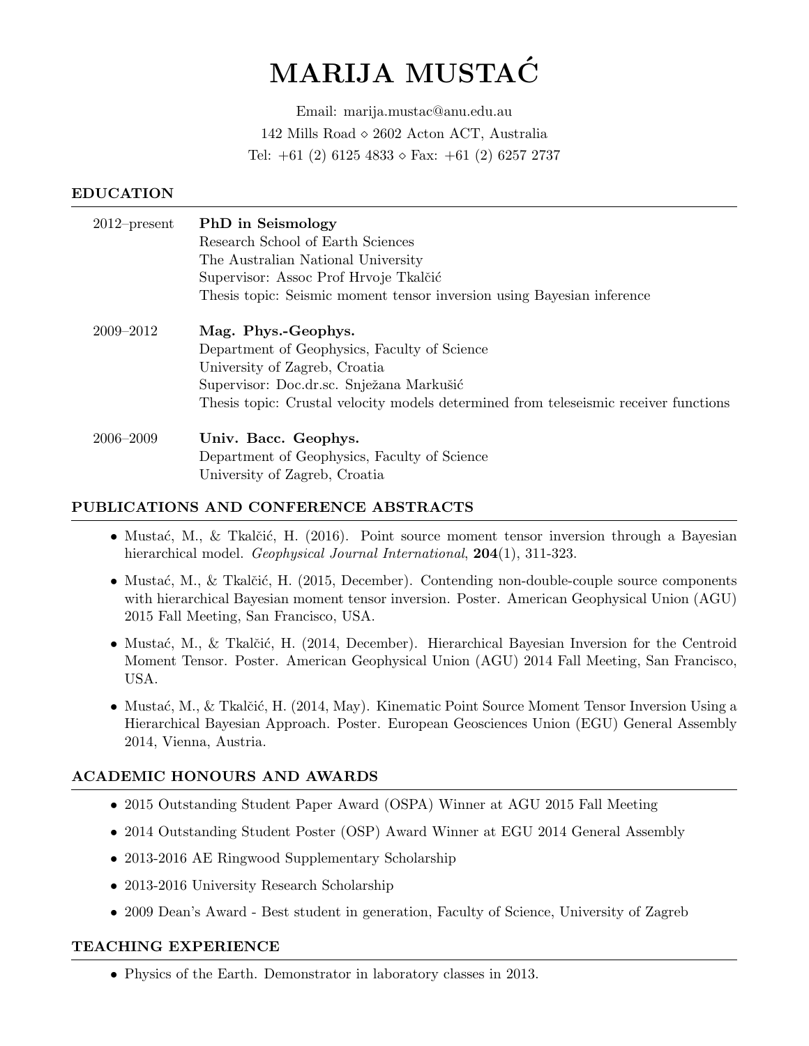# MARIJA MUSTAĆ

Email: marija.mustac@anu.edu.au
142 Mills Road ⋄ 2602 Acton ACT, Australia
Tel: +61 (2) 6125 4833 ⋄ Fax: +61 (2) 6257 2737

## EDUCATION

2012–present **PhD in Seismology**
Research School of Earth Sciences
The Australian National University
Supervisor: Assoc Prof Hrvoje Tkalčić
Thesis topic: Seismic moment tensor inversion using Bayesian inference

2009–2012 **Mag. Phys.-Geophys.**
Department of Geophysics, Faculty of Science
University of Zagreb, Croatia
Supervisor: Doc.dr.sc. Snježana Markušić
Thesis topic: Crustal velocity models determined from teleseismic receiver functions

2006–2009 **Univ. Bacc. Geophys.**
Department of Geophysics, Faculty of Science
University of Zagreb, Croatia

## PUBLICATIONS AND CONFERENCE ABSTRACTS

- Mustać, M., & Tkalčić, H. (2016). Point source moment tensor inversion through a Bayesian hierarchical model. *Geophysical Journal International*, **204**(1), 311-323.
- Mustać, M., & Tkalčić, H. (2015, December). Contending non-double-couple source components with hierarchical Bayesian moment tensor inversion. Poster. American Geophysical Union (AGU) 2015 Fall Meeting, San Francisco, USA.
- Mustać, M., & Tkalčić, H. (2014, December). Hierarchical Bayesian Inversion for the Centroid Moment Tensor. Poster. American Geophysical Union (AGU) 2014 Fall Meeting, San Francisco, USA.
- Mustać, M., & Tkalčić, H. (2014, May). Kinematic Point Source Moment Tensor Inversion Using a Hierarchical Bayesian Approach. Poster. European Geosciences Union (EGU) General Assembly 2014, Vienna, Austria.

## ACADEMIC HONOURS AND AWARDS

- 2015 Outstanding Student Paper Award (OSPA) Winner at AGU 2015 Fall Meeting
- 2014 Outstanding Student Poster (OSP) Award Winner at EGU 2014 General Assembly
- 2013-2016 AE Ringwood Supplementary Scholarship
- 2013-2016 University Research Scholarship
- 2009 Dean's Award - Best student in generation, Faculty of Science, University of Zagreb

## TEACHING EXPERIENCE

- Physics of the Earth. Demonstrator in laboratory classes in 2013.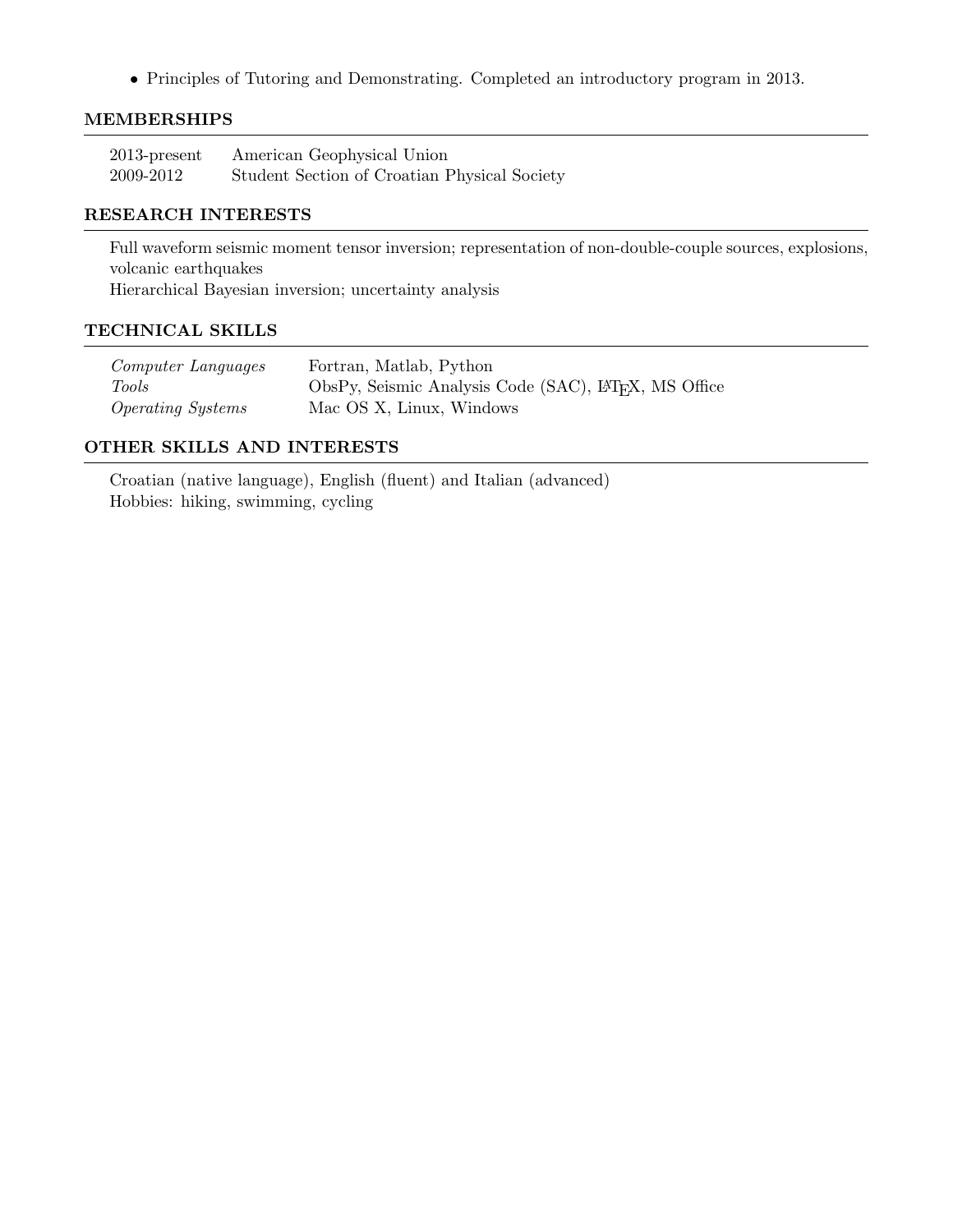- Principles of Tutoring and Demonstrating. Completed an introductory program in 2013.

## MEMBERSHIPS

| | |
|---|---|
| 2013-present | American Geophysical Union |
| 2009-2012 | Student Section of Croatian Physical Society |

## RESEARCH INTERESTS

Full waveform seismic moment tensor inversion; representation of non-double-couple sources, explosions, volcanic earthquakes
Hierarchical Bayesian inversion; uncertainty analysis

## TECHNICAL SKILLS

| | |
|---|---|
| *Computer Languages* | Fortran, Matlab, Python |
| *Tools* | ObsPy, Seismic Analysis Code (SAC), LaTeX, MS Office |
| *Operating Systems* | Mac OS X, Linux, Windows |

## OTHER SKILLS AND INTERESTS

Croatian (native language), English (fluent) and Italian (advanced)
Hobbies: hiking, swimming, cycling